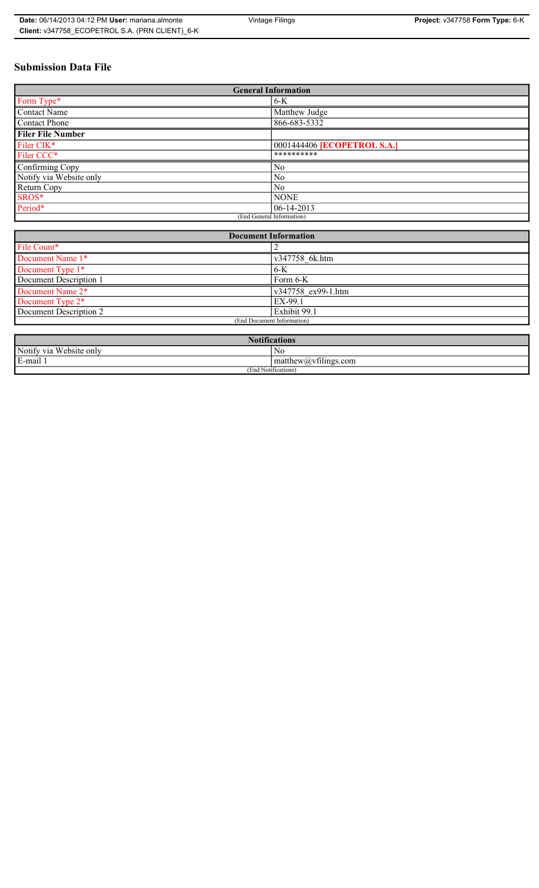# Submission Data File

| General Information | |
|---|---|
| Form Type* | 6-K |
| Contact Name | Matthew Judge |
| Contact Phone | 866-683-5332 |
| **Filer File Number** | |
| Filer CIK* | 0001444406 **[ECOPETROL S.A.]** |
| Filer CCC* | ********** |
| Confirming Copy | No |
| Notify via Website only | No |
| Return Copy | No |
| SROS* | NONE |
| Period* | 06-14-2013 |
| (End General Information) | |

| Document Information | |
|---|---|
| File Count* | 2 |
| Document Name 1* | v347758_6k.htm |
| Document Type 1* | 6-K |
| Document Description 1 | Form 6-K |
| Document Name 2* | v347758_ex99-1.htm |
| Document Type 2* | EX-99.1 |
| Document Description 2 | Exhibit 99.1 |
| (End Document Information) | |

| Notifications | |
|---|---|
| Notify via Website only | No |
| E-mail 1 | matthew@vfilings.com |
| (End Notifications) | |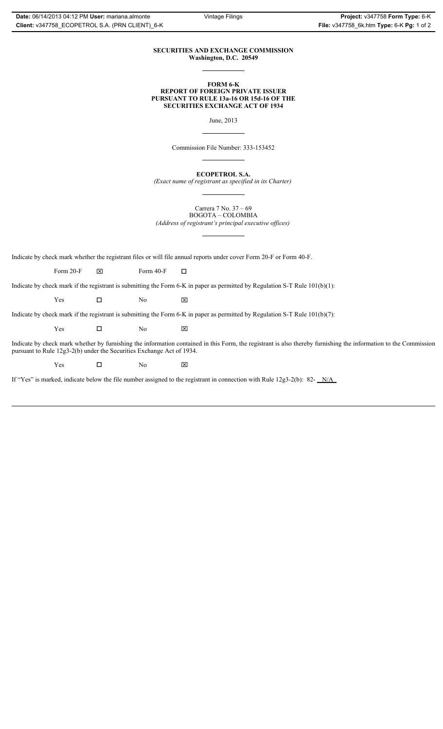**SECURITIES AND EXCHANGE COMMISSION**
**Washington, D.C. 20549**

**FORM 6-K**
**REPORT OF FOREIGN PRIVATE ISSUER**
**PURSUANT TO RULE 13a-16 OR 15d-16 OF THE**
**SECURITIES EXCHANGE ACT OF 1934**

June, 2013

Commission File Number: 333-153452

**ECOPETROL S.A.**
*(Exact name of registrant as specified in its Charter)*

Carrera 7 No. 37 – 69
BOGOTA – COLOMBIA
*(Address of registrant's principal executive offices)*

Indicate by check mark whether the registrant files or will file annual reports under cover Form 20-F or Form 40-F.

Form 20-F ☒ Form 40-F ☐

Indicate by check mark if the registrant is submitting the Form 6-K in paper as permitted by Regulation S-T Rule 101(b)(1):

Yes ☐ No ☒

Indicate by check mark if the registrant is submitting the Form 6-K in paper as permitted by Regulation S-T Rule 101(b)(7):

Yes ☐ No ☒

Indicate by check mark whether by furnishing the information contained in this Form, the registrant is also thereby furnishing the information to the Commission pursuant to Rule 12g3-2(b) under the Securities Exchange Act of 1934.

Yes ☐ No ☒

If "Yes" is marked, indicate below the file number assigned to the registrant in connection with Rule 12g3-2(b): 82- N/A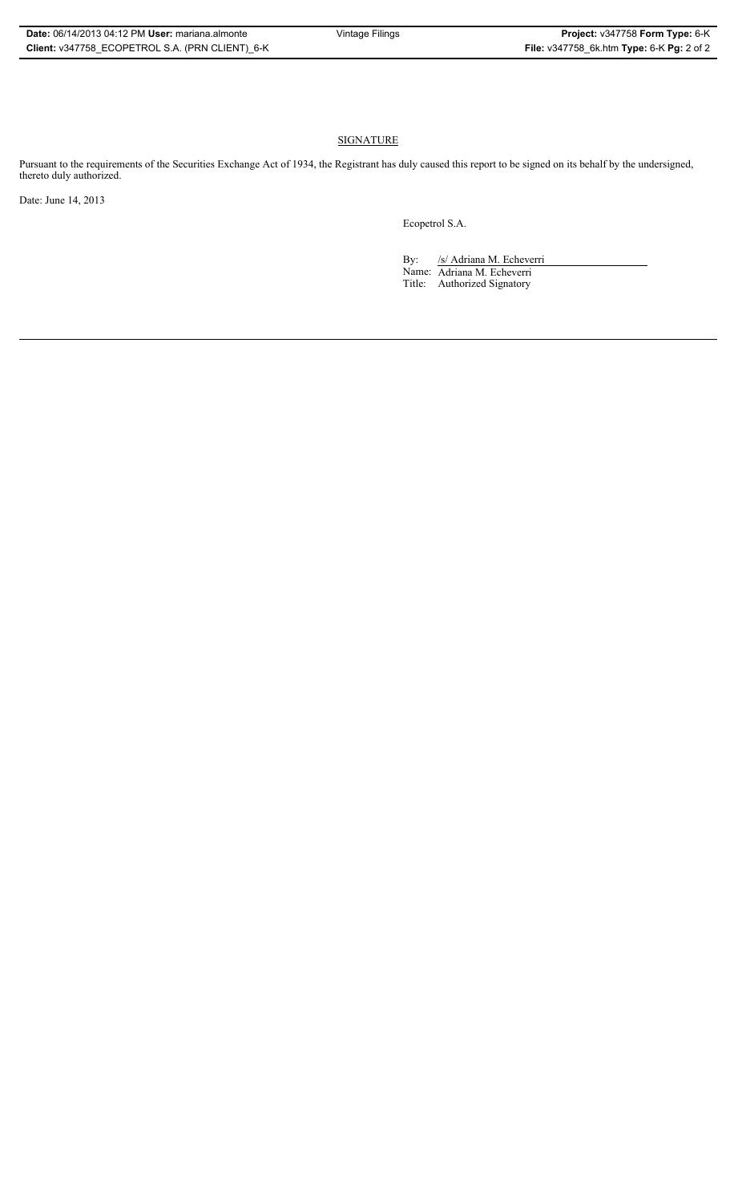## SIGNATURE

Pursuant to the requirements of the Securities Exchange Act of 1934, the Registrant has duly caused this report to be signed on its behalf by the undersigned, thereto duly authorized.

Date: June 14, 2013

Ecopetrol S.A.

By: /s/ Adriana M. Echeverri

Name: Adriana M. Echeverri

Title: Authorized Signatory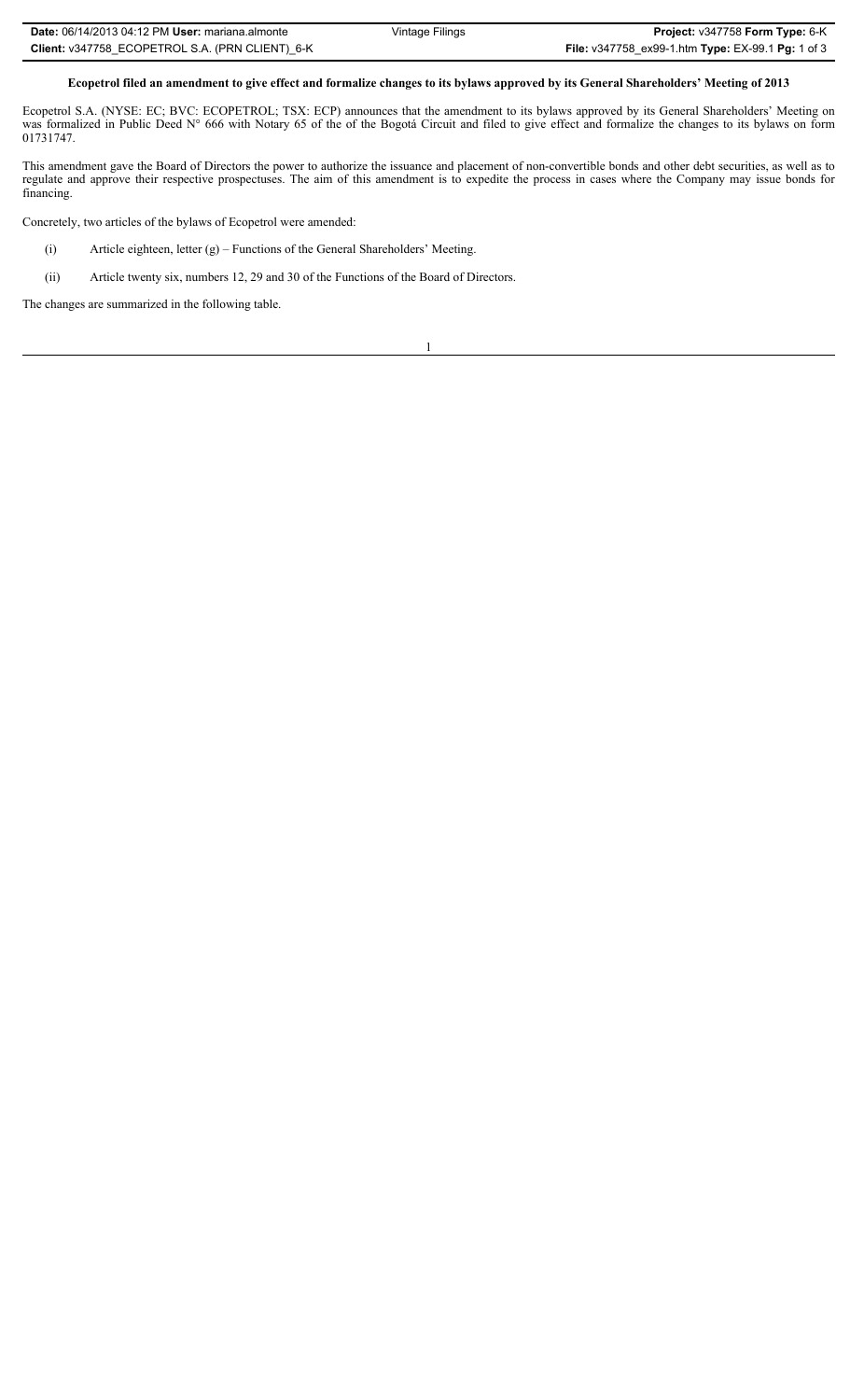**Ecopetrol filed an amendment to give effect and formalize changes to its bylaws approved by its General Shareholders' Meeting of 2013**

Ecopetrol S.A. (NYSE: EC; BVC: ECOPETROL; TSX: ECP) announces that the amendment to its bylaws approved by its General Shareholders' Meeting on was formalized in Public Deed N° 666 with Notary 65 of the of the Bogotá Circuit and filed to give effect and formalize the changes to its bylaws on form 01731747.

This amendment gave the Board of Directors the power to authorize the issuance and placement of non-convertible bonds and other debt securities, as well as to regulate and approve their respective prospectuses. The aim of this amendment is to expedite the process in cases where the Company may issue bonds for financing.

Concretely, two articles of the bylaws of Ecopetrol were amended:

(i) Article eighteen, letter (g) – Functions of the General Shareholders' Meeting.

(ii) Article twenty six, numbers 12, 29 and 30 of the Functions of the Board of Directors.

The changes are summarized in the following table.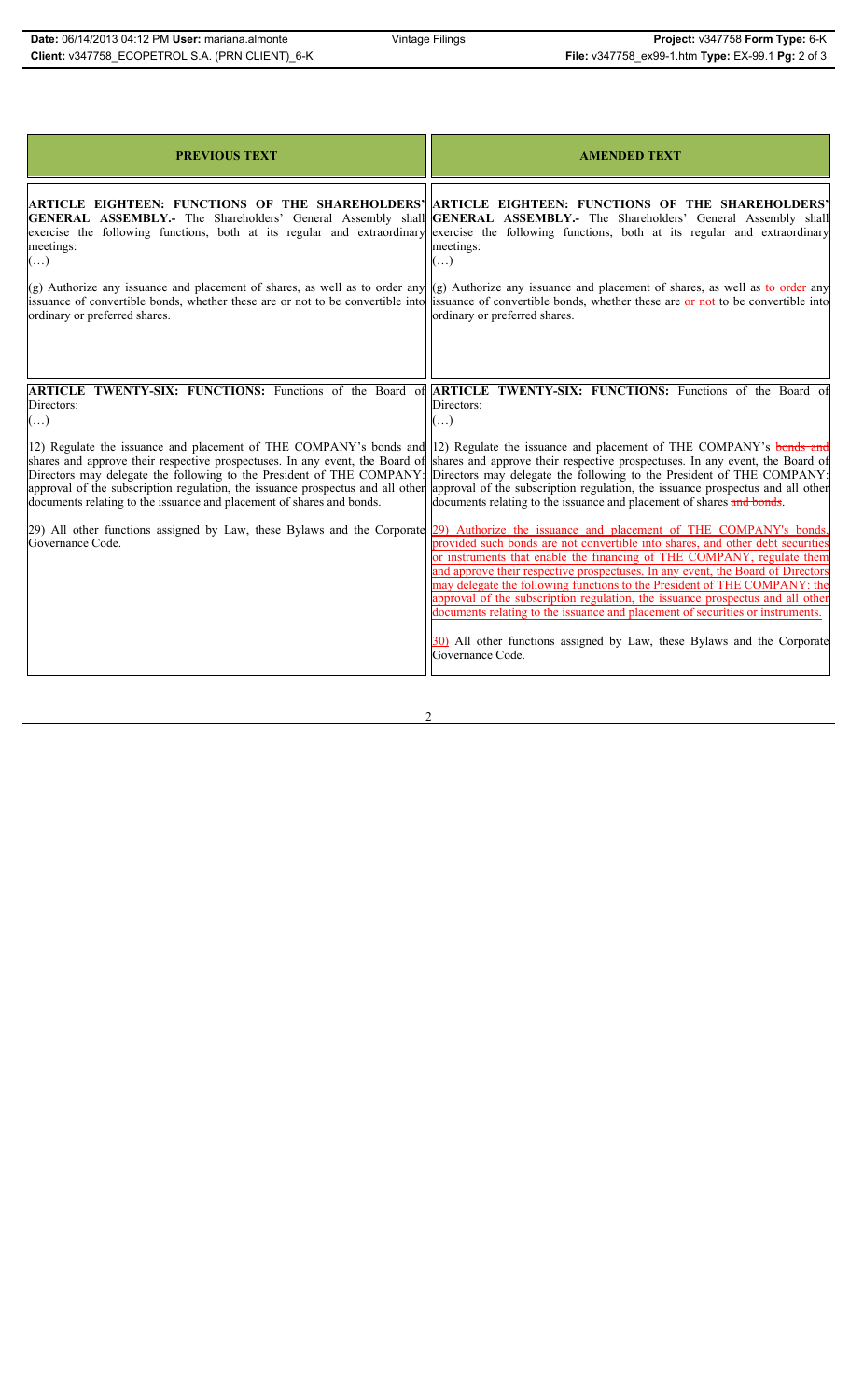| PREVIOUS TEXT | AMENDED TEXT |
|---|---|
| **ARTICLE EIGHTEEN: FUNCTIONS OF THE SHAREHOLDERS' GENERAL ASSEMBLY.-** The Shareholders' General Assembly shall exercise the following functions, both at its regular and extraordinary meetings:<br>(…)<br><br>(g) Authorize any issuance and placement of shares, as well as to order any issuance of convertible bonds, whether these are or not to be convertible into ordinary or preferred shares. | **ARTICLE EIGHTEEN: FUNCTIONS OF THE SHAREHOLDERS' GENERAL ASSEMBLY.-** The Shareholders' General Assembly shall exercise the following functions, both at its regular and extraordinary meetings:<br>(…)<br><br>(g) Authorize any issuance and placement of shares, as well as ~~to order~~ any issuance of convertible bonds, whether these are ~~or not~~ to be convertible into ordinary or preferred shares. |
| **ARTICLE TWENTY-SIX: FUNCTIONS:** Functions of the Board of Directors:<br>(…)<br><br>12) Regulate the issuance and placement of THE COMPANY's bonds and shares and approve their respective prospectuses. In any event, the Board of Directors may delegate the following to the President of THE COMPANY: approval of the subscription regulation, the issuance prospectus and all other documents relating to the issuance and placement of shares and bonds.<br><br>29) All other functions assigned by Law, these Bylaws and the Corporate Governance Code. | **ARTICLE TWENTY-SIX: FUNCTIONS:** Functions of the Board of Directors:<br>(…)<br><br>12) Regulate the issuance and placement of THE COMPANY's ~~bonds and~~ shares and approve their respective prospectuses. In any event, the Board of Directors may delegate the following to the President of THE COMPANY: approval of the subscription regulation, the issuance prospectus and all other documents relating to the issuance and placement of shares ~~and bonds~~.<br><br><u>29) Authorize the issuance and placement of THE COMPANY's bonds, provided such bonds are not convertible into shares, and other debt securities or instruments that enable the financing of THE COMPANY, regulate them and approve their respective prospectuses. In any event, the Board of Directors may delegate the following functions to the President of THE COMPANY: the approval of the subscription regulation, the issuance prospectus and all other documents relating to the issuance and placement of securities or instruments.</u><br><br><u>30)</u> All other functions assigned by Law, these Bylaws and the Corporate Governance Code. |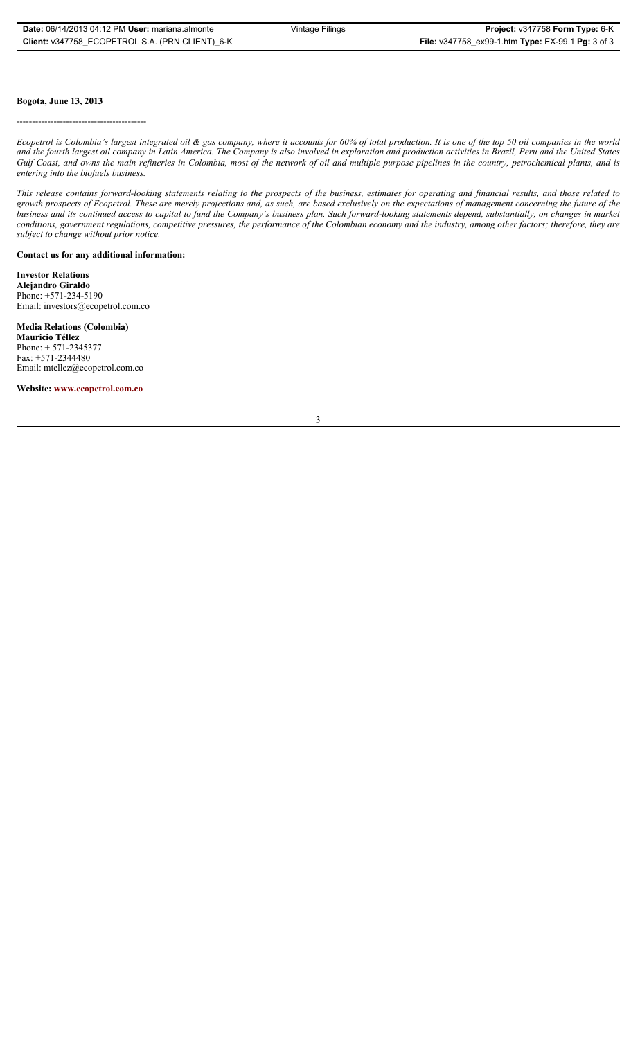**Bogota, June 13, 2013**

-----------------------------------------

*Ecopetrol is Colombia's largest integrated oil & gas company, where it accounts for 60% of total production. It is one of the top 50 oil companies in the world and the fourth largest oil company in Latin America. The Company is also involved in exploration and production activities in Brazil, Peru and the United States Gulf Coast, and owns the main refineries in Colombia, most of the network of oil and multiple purpose pipelines in the country, petrochemical plants, and is entering into the biofuels business.*

*This release contains forward-looking statements relating to the prospects of the business, estimates for operating and financial results, and those related to growth prospects of Ecopetrol. These are merely projections and, as such, are based exclusively on the expectations of management concerning the future of the business and its continued access to capital to fund the Company's business plan. Such forward-looking statements depend, substantially, on changes in market conditions, government regulations, competitive pressures, the performance of the Colombian economy and the industry, among other factors; therefore, they are subject to change without prior notice.*

**Contact us for any additional information:**

**Investor Relations**
**Alejandro Giraldo**
Phone: +571-234-5190
Email: investors@ecopetrol.com.co

**Media Relations (Colombia)**
**Mauricio Téllez**
Phone: + 571-2345377
Fax: +571-2344480
Email: mtellez@ecopetrol.com.co

**Website: www.ecopetrol.com.co**